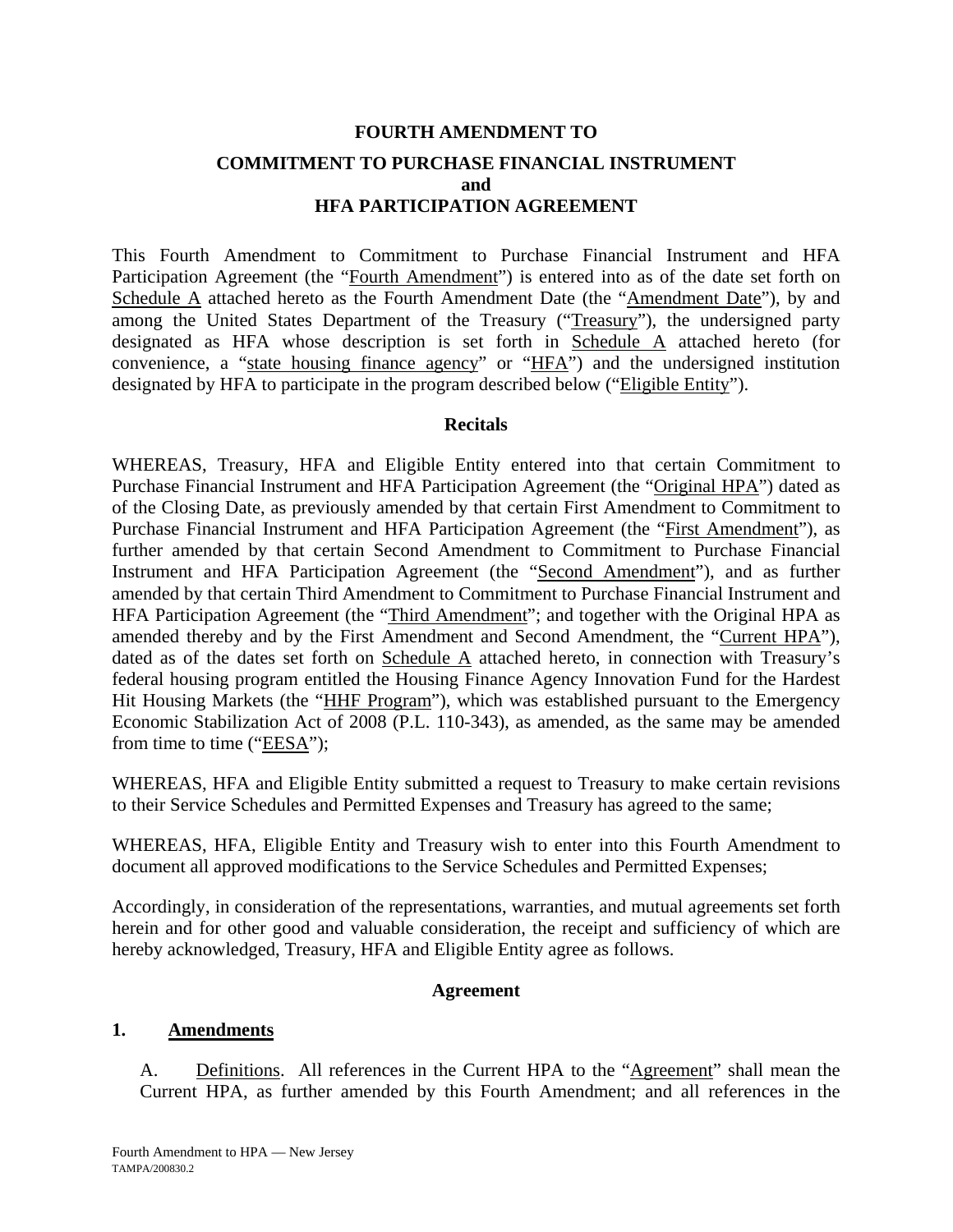# FOURTH AMENDMENT TO

## COMMITMENT TO PURCHASE FINANCIAL INSTRUMENT and HFA PARTICIPATION AGREEMENT

This Fourth Amendment to Commitment to Purchase Financial Instrument and HFA Participation Agreement (the "Fourth Amendment") is entered into as of the date set forth on Schedule A attached hereto as the Fourth Amendment Date (the "Amendment Date"), by and among the United States Department of the Treasury ("Treasury"), the undersigned party designated as HFA whose description is set forth in Schedule A attached hereto (for convenience, a "state housing finance agency" or "HFA") and the undersigned institution designated by HFA to participate in the program described below ("Eligible Entity").

### Recitals

WHEREAS, Treasury, HFA and Eligible Entity entered into that certain Commitment to Purchase Financial Instrument and HFA Participation Agreement (the "Original HPA") dated as of the Closing Date, as previously amended by that certain First Amendment to Commitment to Purchase Financial Instrument and HFA Participation Agreement (the "First Amendment"), as further amended by that certain Second Amendment to Commitment to Purchase Financial Instrument and HFA Participation Agreement (the "Second Amendment"), and as further amended by that certain Third Amendment to Commitment to Purchase Financial Instrument and HFA Participation Agreement (the "Third Amendment"; and together with the Original HPA as amended thereby and by the First Amendment and Second Amendment, the "Current HPA"), dated as of the dates set forth on Schedule A attached hereto, in connection with Treasury's federal housing program entitled the Housing Finance Agency Innovation Fund for the Hardest Hit Housing Markets (the "HHF Program"), which was established pursuant to the Emergency Economic Stabilization Act of 2008 (P.L. 110-343), as amended, as the same may be amended from time to time ("EESA");

WHEREAS, HFA and Eligible Entity submitted a request to Treasury to make certain revisions to their Service Schedules and Permitted Expenses and Treasury has agreed to the same;

WHEREAS, HFA, Eligible Entity and Treasury wish to enter into this Fourth Amendment to document all approved modifications to the Service Schedules and Permitted Expenses;

Accordingly, in consideration of the representations, warranties, and mutual agreements set forth herein and for other good and valuable consideration, the receipt and sufficiency of which are hereby acknowledged, Treasury, HFA and Eligible Entity agree as follows.

### Agreement

**1. Amendments**

A. Definitions. All references in the Current HPA to the "Agreement" shall mean the Current HPA, as further amended by this Fourth Amendment; and all references in the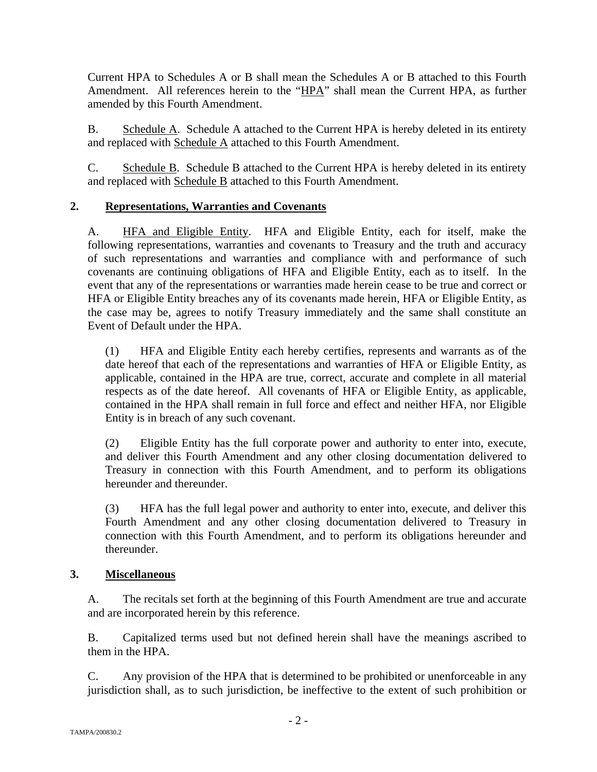Current HPA to Schedules A or B shall mean the Schedules A or B attached to this Fourth Amendment. All references herein to the "HPA" shall mean the Current HPA, as further amended by this Fourth Amendment.

B. Schedule A. Schedule A attached to the Current HPA is hereby deleted in its entirety and replaced with Schedule A attached to this Fourth Amendment.

C. Schedule B. Schedule B attached to the Current HPA is hereby deleted in its entirety and replaced with Schedule B attached to this Fourth Amendment.

## 2. Representations, Warranties and Covenants

A. HFA and Eligible Entity. HFA and Eligible Entity, each for itself, make the following representations, warranties and covenants to Treasury and the truth and accuracy of such representations and warranties and compliance with and performance of such covenants are continuing obligations of HFA and Eligible Entity, each as to itself. In the event that any of the representations or warranties made herein cease to be true and correct or HFA or Eligible Entity breaches any of its covenants made herein, HFA or Eligible Entity, as the case may be, agrees to notify Treasury immediately and the same shall constitute an Event of Default under the HPA.

(1) HFA and Eligible Entity each hereby certifies, represents and warrants as of the date hereof that each of the representations and warranties of HFA or Eligible Entity, as applicable, contained in the HPA are true, correct, accurate and complete in all material respects as of the date hereof. All covenants of HFA or Eligible Entity, as applicable, contained in the HPA shall remain in full force and effect and neither HFA, nor Eligible Entity is in breach of any such covenant.

(2) Eligible Entity has the full corporate power and authority to enter into, execute, and deliver this Fourth Amendment and any other closing documentation delivered to Treasury in connection with this Fourth Amendment, and to perform its obligations hereunder and thereunder.

(3) HFA has the full legal power and authority to enter into, execute, and deliver this Fourth Amendment and any other closing documentation delivered to Treasury in connection with this Fourth Amendment, and to perform its obligations hereunder and thereunder.

## 3. Miscellaneous

A. The recitals set forth at the beginning of this Fourth Amendment are true and accurate and are incorporated herein by this reference.

B. Capitalized terms used but not defined herein shall have the meanings ascribed to them in the HPA.

C. Any provision of the HPA that is determined to be prohibited or unenforceable in any jurisdiction shall, as to such jurisdiction, be ineffective to the extent of such prohibition or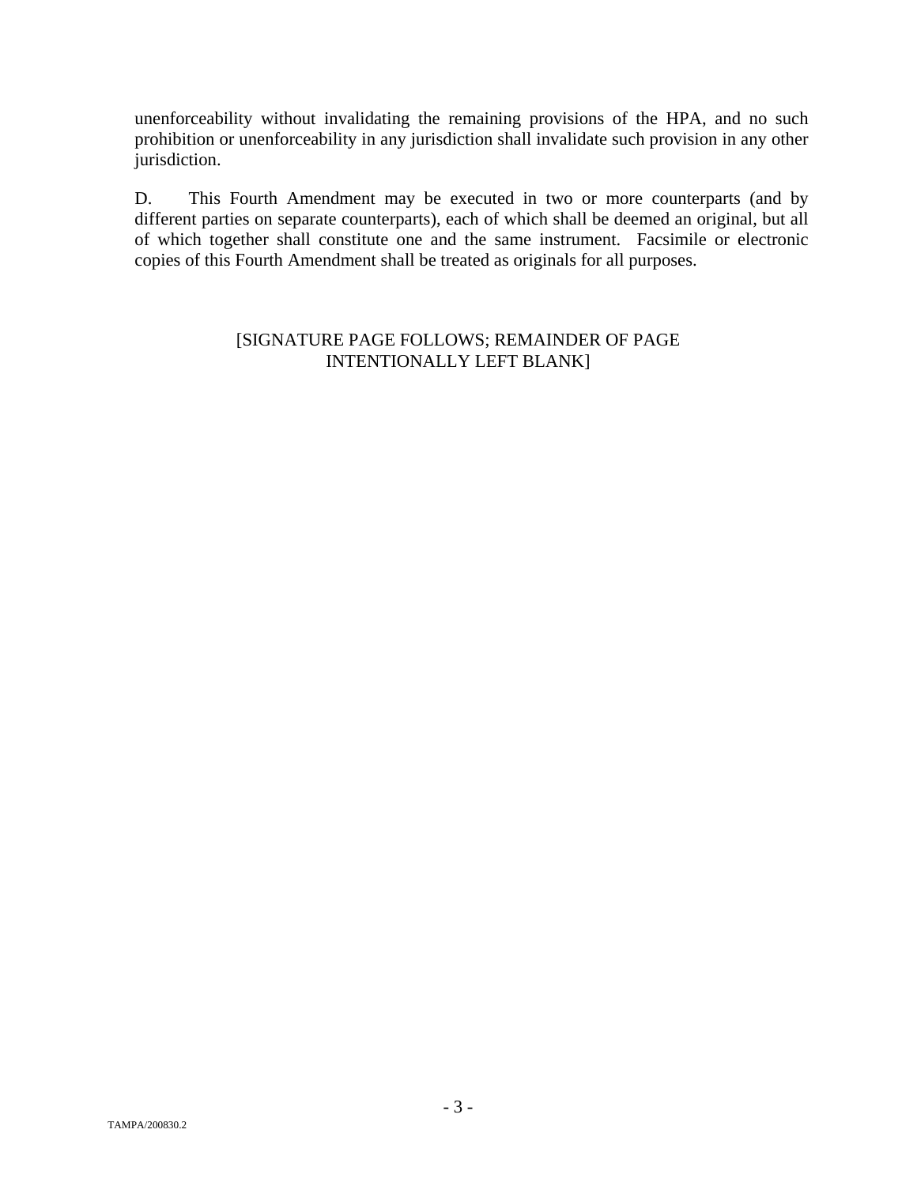unenforceability without invalidating the remaining provisions of the HPA, and no such prohibition or unenforceability in any jurisdiction shall invalidate such provision in any other jurisdiction.

D. This Fourth Amendment may be executed in two or more counterparts (and by different parties on separate counterparts), each of which shall be deemed an original, but all of which together shall constitute one and the same instrument. Facsimile or electronic copies of this Fourth Amendment shall be treated as originals for all purposes.

[SIGNATURE PAGE FOLLOWS; REMAINDER OF PAGE INTENTIONALLY LEFT BLANK]

TAMPA/200830.2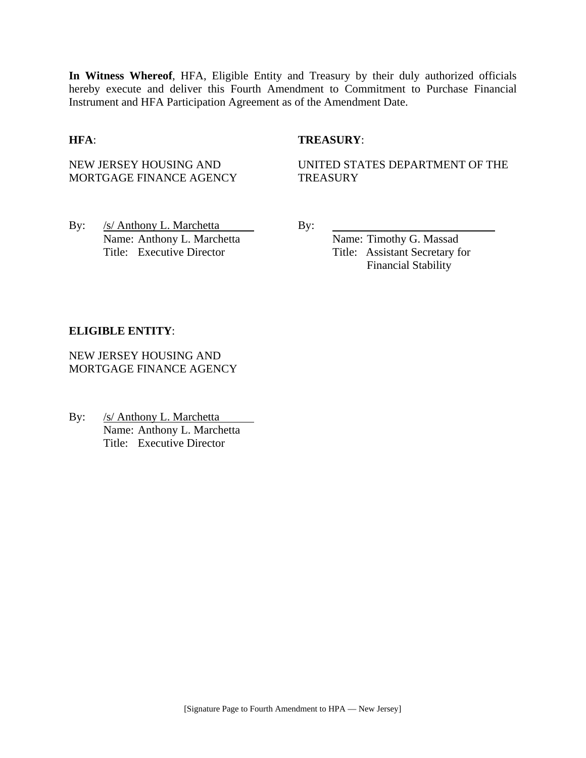**In Witness Whereof**, HFA, Eligible Entity and Treasury by their duly authorized officials hereby execute and deliver this Fourth Amendment to Commitment to Purchase Financial Instrument and HFA Participation Agreement as of the Amendment Date.

**HFA**:

NEW JERSEY HOUSING AND MORTGAGE FINANCE AGENCY

By: /s/ Anthony L. Marchetta
Name: Anthony L. Marchetta
Title: Executive Director

**TREASURY**:

UNITED STATES DEPARTMENT OF THE TREASURY

By: ______________________________
Name: Timothy G. Massad
Title: Assistant Secretary for Financial Stability

**ELIGIBLE ENTITY**:

NEW JERSEY HOUSING AND MORTGAGE FINANCE AGENCY

By: /s/ Anthony L. Marchetta
Name: Anthony L. Marchetta
Title: Executive Director

[Signature Page to Fourth Amendment to HPA — New Jersey]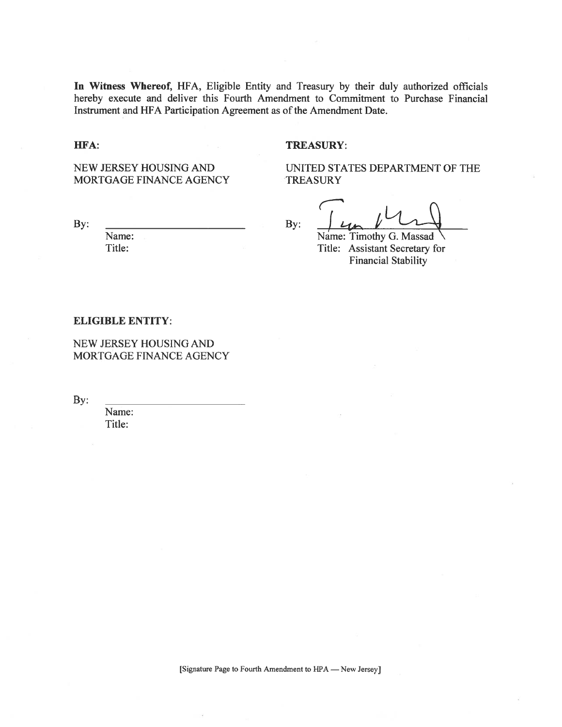**In Witness Whereof,** HFA, Eligible Entity and Treasury by their duly authorized officials hereby execute and deliver this Fourth Amendment to Commitment to Purchase Financial Instrument and HFA Participation Agreement as of the Amendment Date.

**HFA:**

NEW JERSEY HOUSING AND MORTGAGE FINANCE AGENCY

By: \_\_\_\_\_\_\_\_\_\_\_\_\_\_\_\_\_\_\_\_\_\_\_\_

Name:

Title:

**TREASURY:**

UNITED STATES DEPARTMENT OF THE TREASURY

By: \_\_\_\_\_\_\_\_\_\_\_\_\_\_\_\_\_\_\_\_\_\_\_\_

Name: Timothy G. Massad

Title: Assistant Secretary for Financial Stability

**ELIGIBLE ENTITY:**

NEW JERSEY HOUSING AND MORTGAGE FINANCE AGENCY

By: \_\_\_\_\_\_\_\_\_\_\_\_\_\_\_\_\_\_\_\_\_\_\_\_

Name:

Title:

[Signature Page to Fourth Amendment to HPA — New Jersey]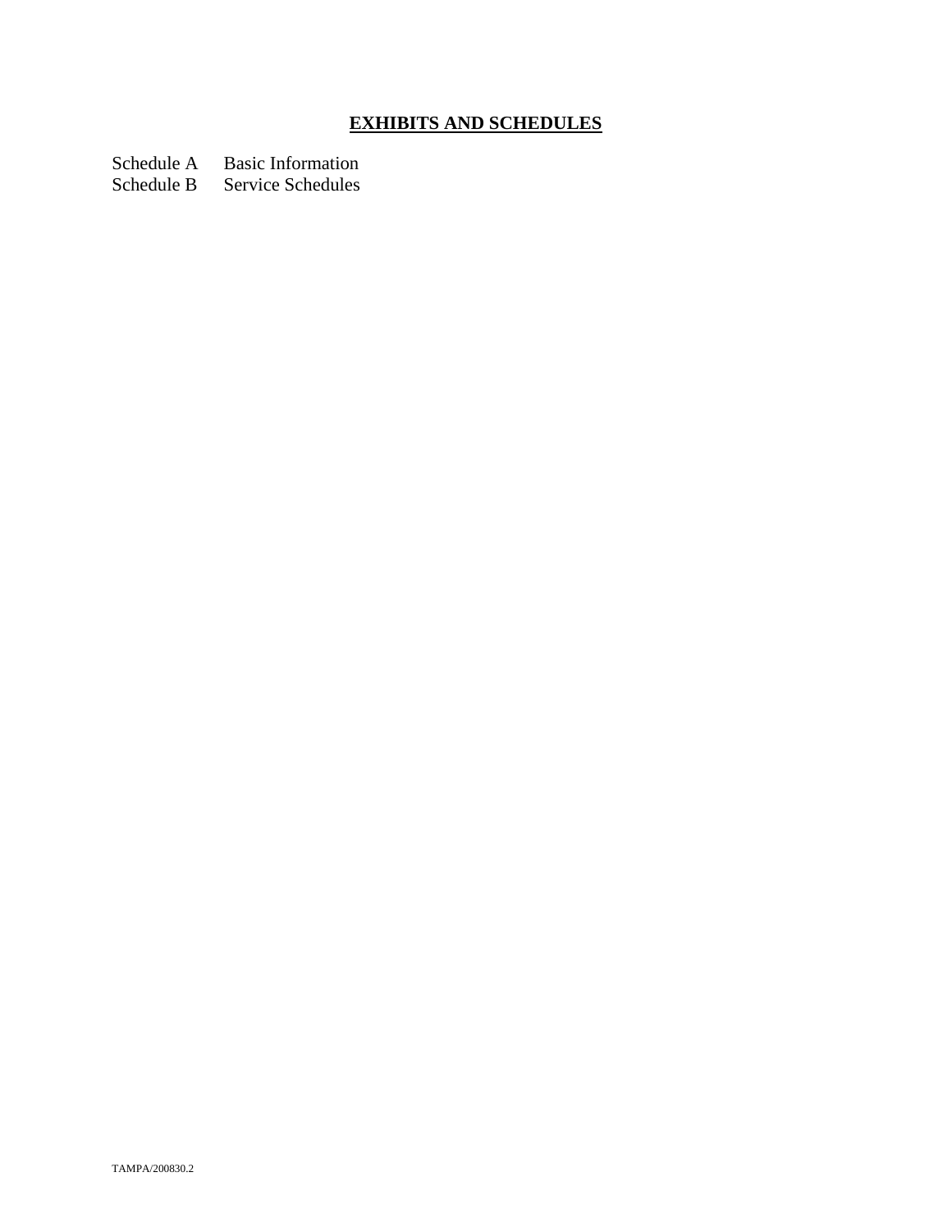## EXHIBITS AND SCHEDULES

Schedule A Basic Information
Schedule B Service Schedules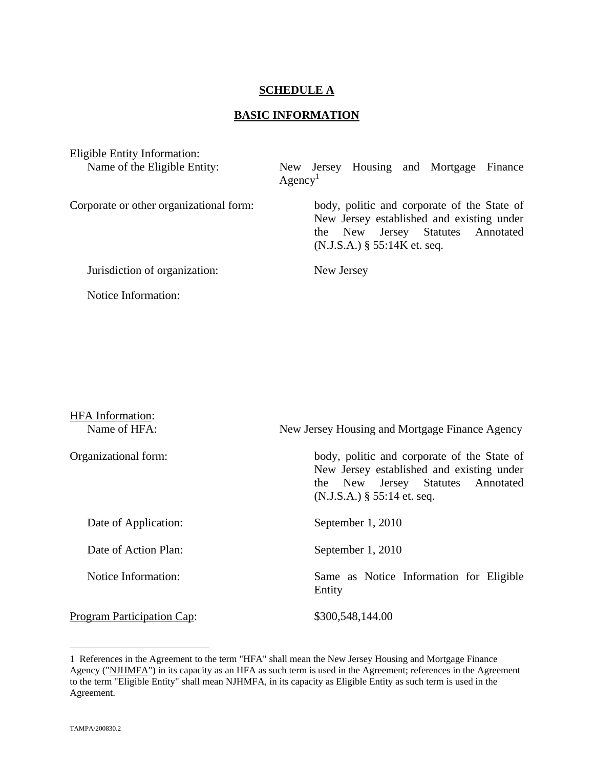## SCHEDULE A

## BASIC INFORMATION

Eligible Entity Information:

Name of the Eligible Entity: New Jersey Housing and Mortgage Finance Agency[1]

Corporate or other organizational form: body, politic and corporate of the State of New Jersey established and existing under the New Jersey Statutes Annotated (N.J.S.A.) § 55:14K et. seq.

Jurisdiction of organization: New Jersey

Notice Information:

HFA Information:

Name of HFA: New Jersey Housing and Mortgage Finance Agency

Organizational form: body, politic and corporate of the State of New Jersey established and existing under the New Jersey Statutes Annotated (N.J.S.A.) § 55:14 et. seq.

Date of Application: September 1, 2010

Date of Action Plan: September 1, 2010

Notice Information: Same as Notice Information for Eligible Entity

Program Participation Cap: $300,548,144.00

---

1 References in the Agreement to the term "HFA" shall mean the New Jersey Housing and Mortgage Finance Agency ("NJHMFA") in its capacity as an HFA as such term is used in the Agreement; references in the Agreement to the term "Eligible Entity" shall mean NJHMFA, in its capacity as Eligible Entity as such term is used in the Agreement.

TAMPA/200830.2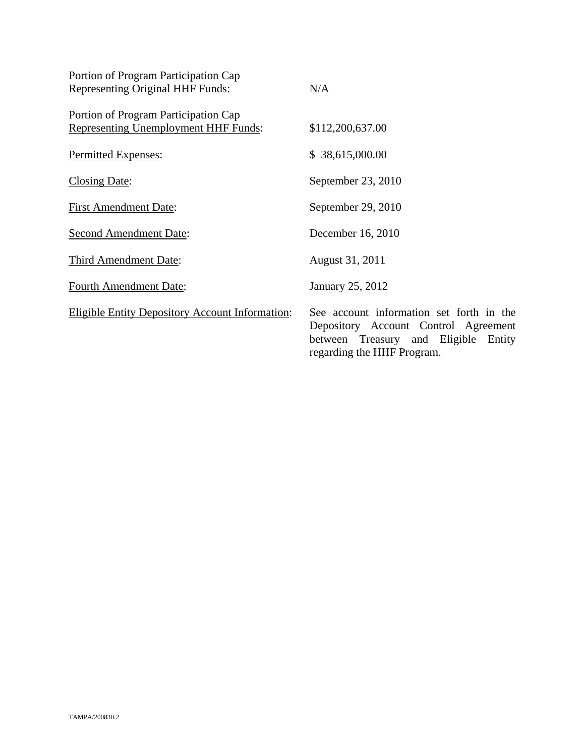| | |
|---|---|
| Portion of Program Participation Cap Representing Original HHF Funds: | N/A |
| Portion of Program Participation Cap Representing Unemployment HHF Funds: | $112,200,637.00 |
| Permitted Expenses: | $ 38,615,000.00 |
| Closing Date: | September 23, 2010 |
| First Amendment Date: | September 29, 2010 |
| Second Amendment Date: | December 16, 2010 |
| Third Amendment Date: | August 31, 2011 |
| Fourth Amendment Date: | January 25, 2012 |
| Eligible Entity Depository Account Information: | See account information set forth in the Depository Account Control Agreement between Treasury and Eligible Entity regarding the HHF Program. |

TAMPA/200830.2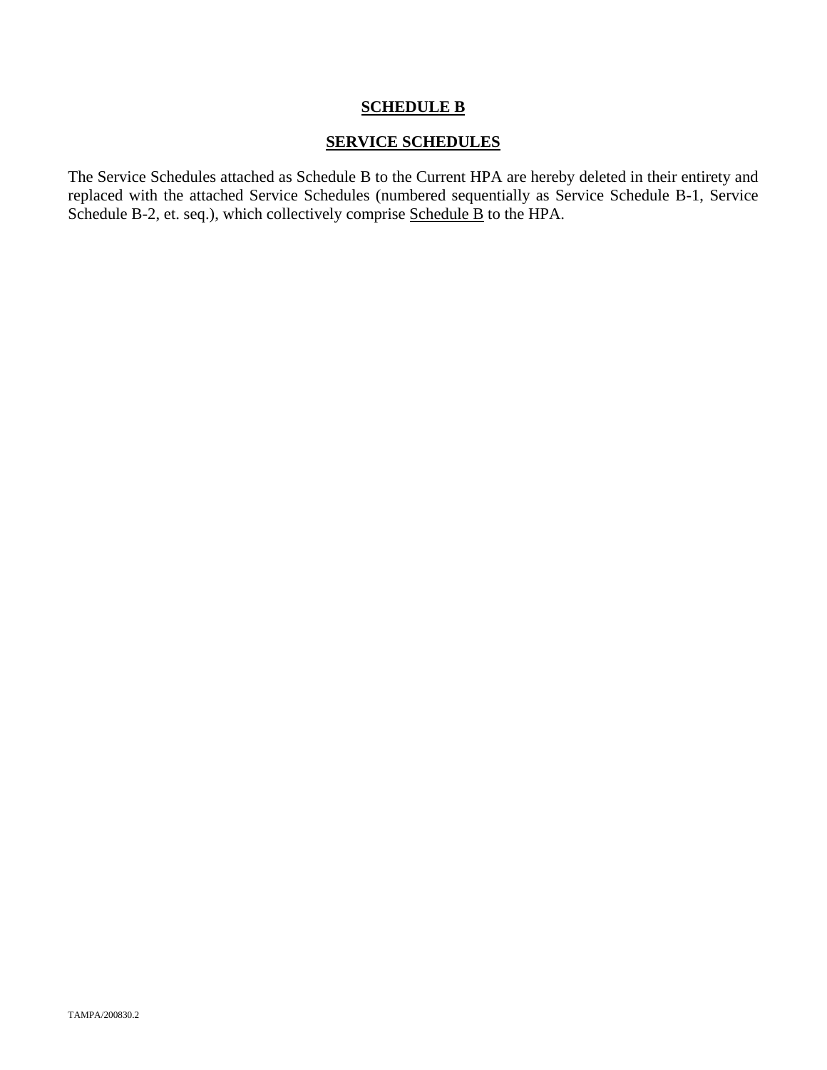# SCHEDULE B

## SERVICE SCHEDULES

The Service Schedules attached as Schedule B to the Current HPA are hereby deleted in their entirety and replaced with the attached Service Schedules (numbered sequentially as Service Schedule B-1, Service Schedule B-2, et. seq.), which collectively comprise Schedule B to the HPA.

TAMPA/200830.2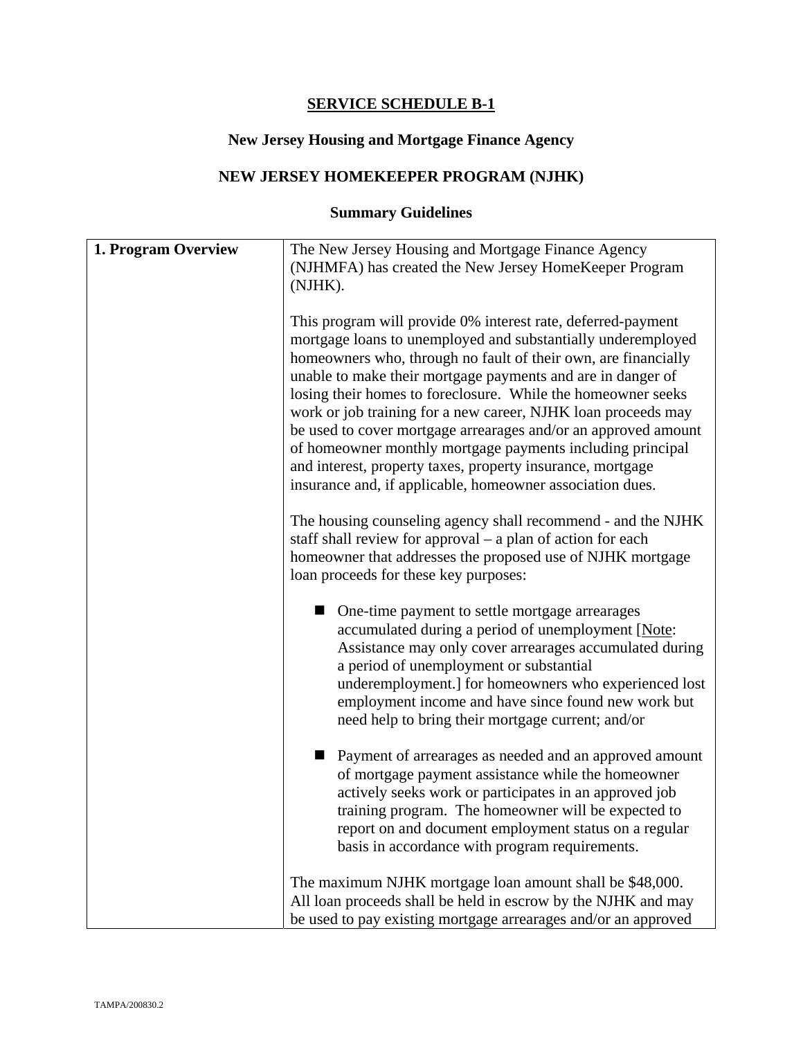# SERVICE SCHEDULE B-1

## New Jersey Housing and Mortgage Finance Agency

## NEW JERSEY HOMEKEEPER PROGRAM (NJHK)

### Summary Guidelines

| | |
|---|---|
| **1. Program Overview** | The New Jersey Housing and Mortgage Finance Agency (NJHMFA) has created the New Jersey HomeKeeper Program (NJHK).<br><br>This program will provide 0% interest rate, deferred-payment mortgage loans to unemployed and substantially underemployed homeowners who, through no fault of their own, are financially unable to make their mortgage payments and are in danger of losing their homes to foreclosure. While the homeowner seeks work or job training for a new career, NJHK loan proceeds may be used to cover mortgage arrearages and/or an approved amount of homeowner monthly mortgage payments including principal and interest, property taxes, property insurance, mortgage insurance and, if applicable, homeowner association dues.<br><br>The housing counseling agency shall recommend - and the NJHK staff shall review for approval – a plan of action for each homeowner that addresses the proposed use of NJHK mortgage loan proceeds for these key purposes:<br><br>■ One-time payment to settle mortgage arrearages accumulated during a period of unemployment [Note: Assistance may only cover arrearages accumulated during a period of unemployment or substantial underemployment.] for homeowners who experienced lost employment income and have since found new work but need help to bring their mortgage current; and/or<br><br>■ Payment of arrearages as needed and an approved amount of mortgage payment assistance while the homeowner actively seeks work or participates in an approved job training program. The homeowner will be expected to report on and document employment status on a regular basis in accordance with program requirements.<br><br>The maximum NJHK mortgage loan amount shall be $48,000. All loan proceeds shall be held in escrow by the NJHK and may be used to pay existing mortgage arrearages and/or an approved |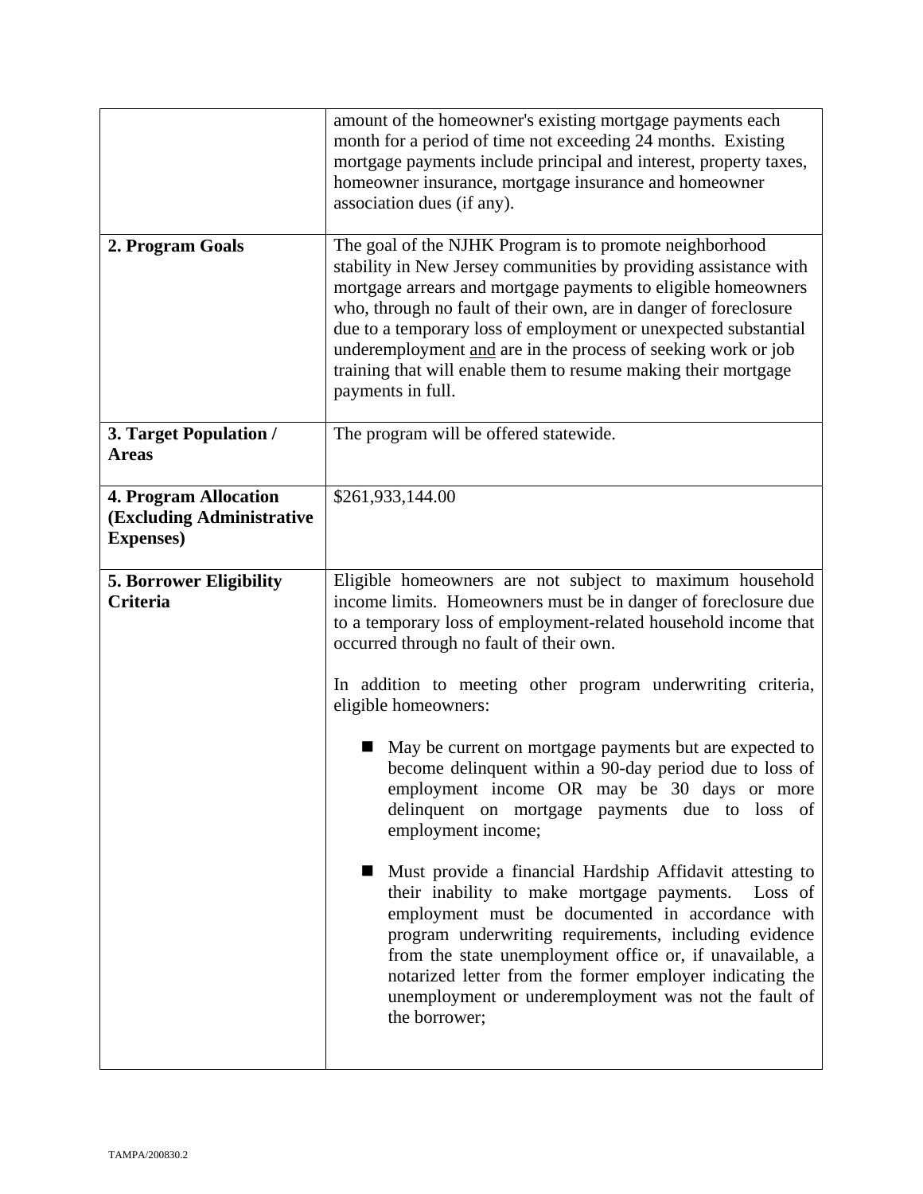| | |
|---|---|
| | amount of the homeowner's existing mortgage payments each month for a period of time not exceeding 24 months. Existing mortgage payments include principal and interest, property taxes, homeowner insurance, mortgage insurance and homeowner association dues (if any). |
| **2. Program Goals** | The goal of the NJHK Program is to promote neighborhood stability in New Jersey communities by providing assistance with mortgage arrears and mortgage payments to eligible homeowners who, through no fault of their own, are in danger of foreclosure due to a temporary loss of employment or unexpected substantial underemployment <u>and</u> are in the process of seeking work or job training that will enable them to resume making their mortgage payments in full. |
| **3. Target Population / Areas** | The program will be offered statewide. |
| **4. Program Allocation (Excluding Administrative Expenses)** | $261,933,144.00 |
| **5. Borrower Eligibility Criteria** | Eligible homeowners are not subject to maximum household income limits. Homeowners must be in danger of foreclosure due to a temporary loss of employment-related household income that occurred through no fault of their own.<br><br>In addition to meeting other program underwriting criteria, eligible homeowners:<br><br>■ May be current on mortgage payments but are expected to become delinquent within a 90-day period due to loss of employment income OR may be 30 days or more delinquent on mortgage payments due to loss of employment income;<br><br>■ Must provide a financial Hardship Affidavit attesting to their inability to make mortgage payments. Loss of employment must be documented in accordance with program underwriting requirements, including evidence from the state unemployment office or, if unavailable, a notarized letter from the former employer indicating the unemployment or underemployment was not the fault of the borrower; |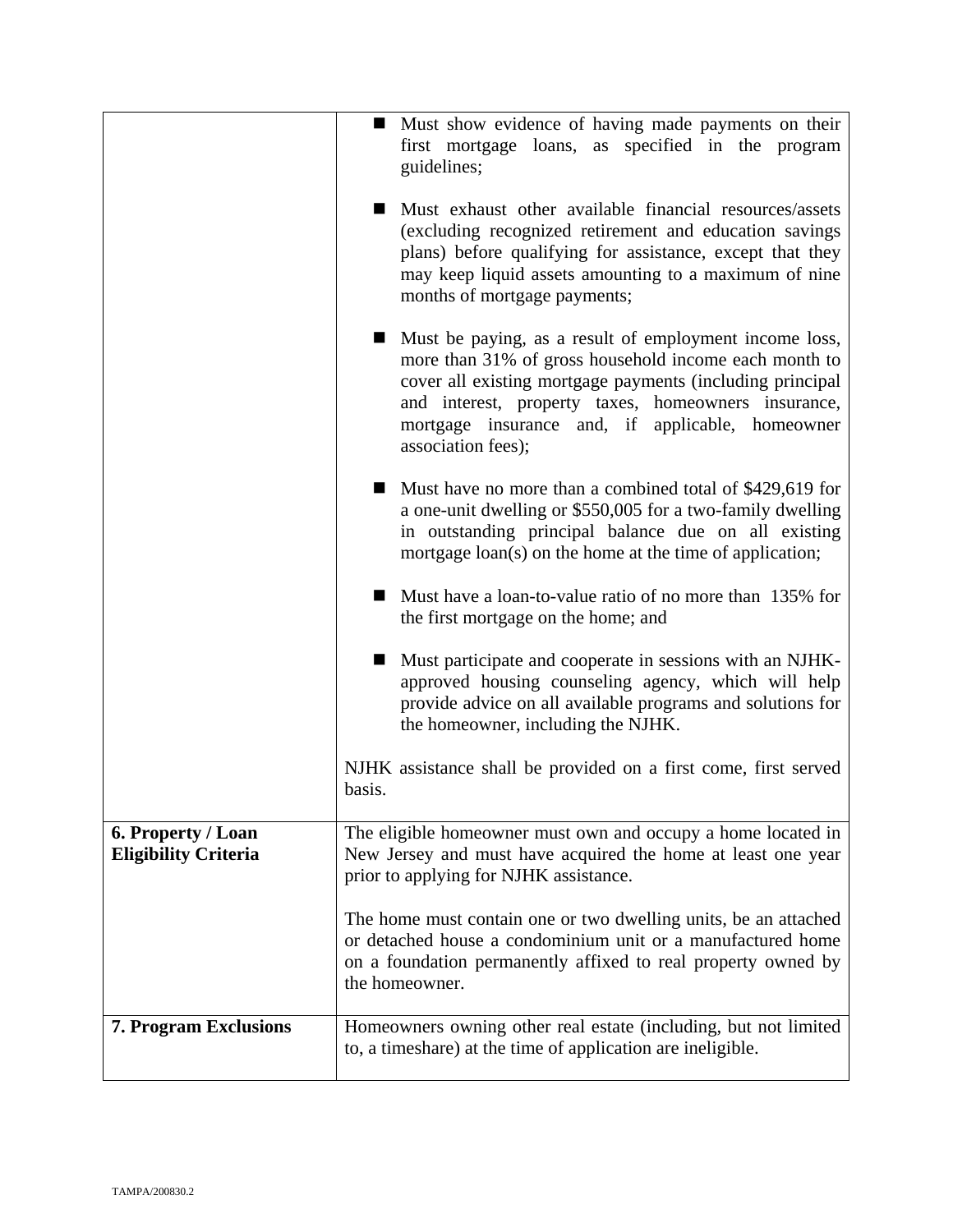| | |
|---|---|
| | ■ Must show evidence of having made payments on their first mortgage loans, as specified in the program guidelines;<br><br>■ Must exhaust other available financial resources/assets (excluding recognized retirement and education savings plans) before qualifying for assistance, except that they may keep liquid assets amounting to a maximum of nine months of mortgage payments;<br><br>■ Must be paying, as a result of employment income loss, more than 31% of gross household income each month to cover all existing mortgage payments (including principal and interest, property taxes, homeowners insurance, mortgage insurance and, if applicable, homeowner association fees);<br><br>■ Must have no more than a combined total of $429,619 for a one-unit dwelling or $550,005 for a two-family dwelling in outstanding principal balance due on all existing mortgage loan(s) on the home at the time of application;<br><br>■ Must have a loan-to-value ratio of no more than 135% for the first mortgage on the home; and<br><br>■ Must participate and cooperate in sessions with an NJHK-approved housing counseling agency, which will help provide advice on all available programs and solutions for the homeowner, including the NJHK.<br><br>NJHK assistance shall be provided on a first come, first served basis. |
| **6. Property / Loan Eligibility Criteria** | The eligible homeowner must own and occupy a home located in New Jersey and must have acquired the home at least one year prior to applying for NJHK assistance.<br><br>The home must contain one or two dwelling units, be an attached or detached house a condominium unit or a manufactured home on a foundation permanently affixed to real property owned by the homeowner. |
| **7. Program Exclusions** | Homeowners owning other real estate (including, but not limited to, a timeshare) at the time of application are ineligible. |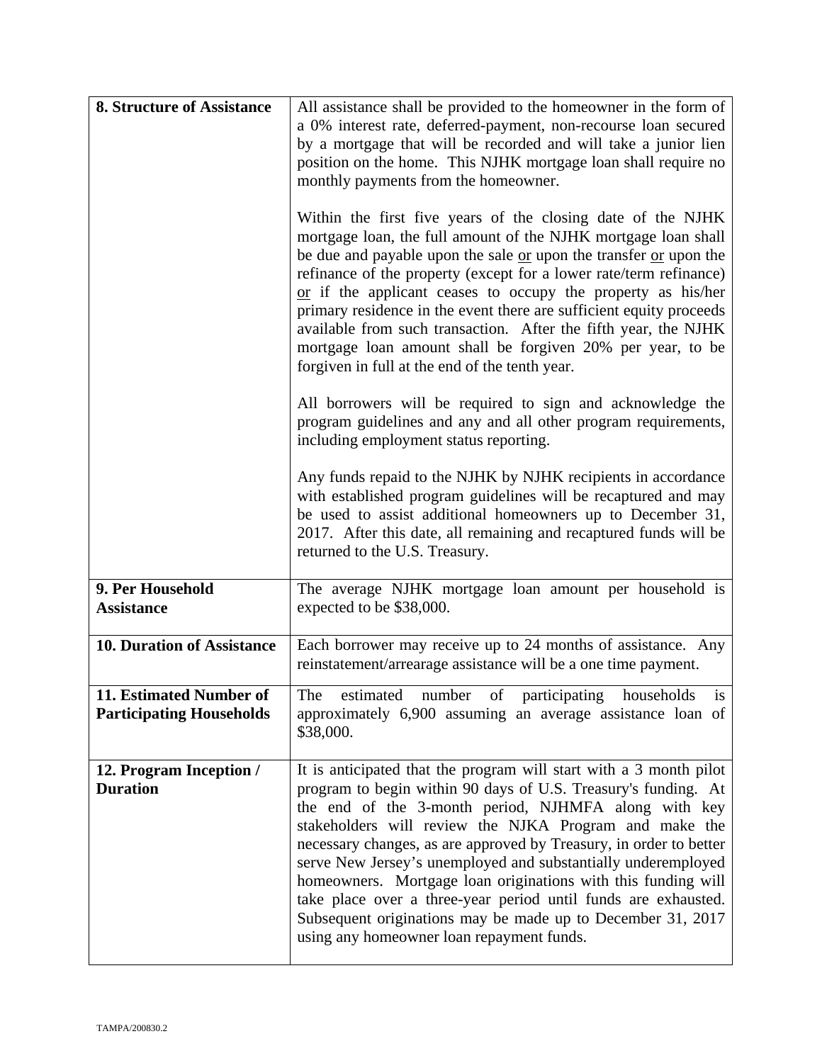| | |
|---|---|
| **8. Structure of Assistance** | All assistance shall be provided to the homeowner in the form of a 0% interest rate, deferred-payment, non-recourse loan secured by a mortgage that will be recorded and will take a junior lien position on the home. This NJHK mortgage loan shall require no monthly payments from the homeowner.<br><br>Within the first five years of the closing date of the NJHK mortgage loan, the full amount of the NJHK mortgage loan shall be due and payable upon the sale <u>or</u> upon the transfer <u>or</u> upon the refinance of the property (except for a lower rate/term refinance) <u>or</u> if the applicant ceases to occupy the property as his/her primary residence in the event there are sufficient equity proceeds available from such transaction. After the fifth year, the NJHK mortgage loan amount shall be forgiven 20% per year, to be forgiven in full at the end of the tenth year.<br><br>All borrowers will be required to sign and acknowledge the program guidelines and any and all other program requirements, including employment status reporting.<br><br>Any funds repaid to the NJHK by NJHK recipients in accordance with established program guidelines will be recaptured and may be used to assist additional homeowners up to December 31, 2017. After this date, all remaining and recaptured funds will be returned to the U.S. Treasury. |
| **9. Per Household Assistance** | The average NJHK mortgage loan amount per household is expected to be $38,000. |
| **10. Duration of Assistance** | Each borrower may receive up to 24 months of assistance. Any reinstatement/arrearage assistance will be a one time payment. |
| **11. Estimated Number of Participating Households** | The estimated number of participating households is approximately 6,900 assuming an average assistance loan of $38,000. |
| **12. Program Inception / Duration** | It is anticipated that the program will start with a 3 month pilot program to begin within 90 days of U.S. Treasury's funding. At the end of the 3-month period, NJHMFA along with key stakeholders will review the NJKA Program and make the necessary changes, as are approved by Treasury, in order to better serve New Jersey's unemployed and substantially underemployed homeowners. Mortgage loan originations with this funding will take place over a three-year period until funds are exhausted. Subsequent originations may be made up to December 31, 2017 using any homeowner loan repayment funds. |

TAMPA/200830.2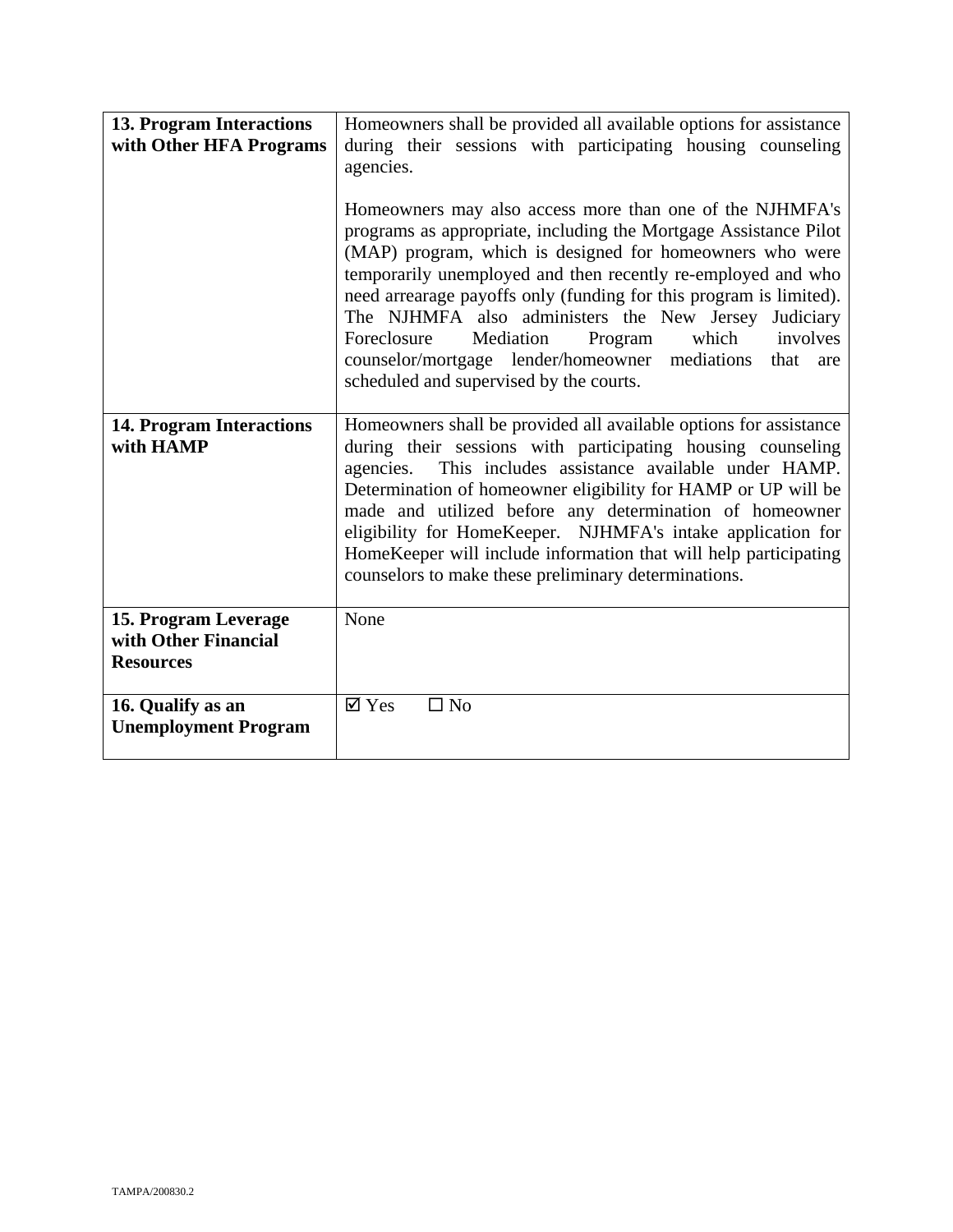| | |
|---|---|
| **13. Program Interactions with Other HFA Programs** | Homeowners shall be provided all available options for assistance during their sessions with participating housing counseling agencies.<br><br>Homeowners may also access more than one of the NJHMFA's programs as appropriate, including the Mortgage Assistance Pilot (MAP) program, which is designed for homeowners who were temporarily unemployed and then recently re-employed and who need arrearage payoffs only (funding for this program is limited). The NJHMFA also administers the New Jersey Judiciary Foreclosure Mediation Program which involves counselor/mortgage lender/homeowner mediations that are scheduled and supervised by the courts. |
| **14. Program Interactions with HAMP** | Homeowners shall be provided all available options for assistance during their sessions with participating housing counseling agencies. This includes assistance available under HAMP. Determination of homeowner eligibility for HAMP or UP will be made and utilized before any determination of homeowner eligibility for HomeKeeper. NJHMFA's intake application for HomeKeeper will include information that will help participating counselors to make these preliminary determinations. |
| **15. Program Leverage with Other Financial Resources** | None |
| **16. Qualify as an Unemployment Program** | ☑ Yes ☐ No |